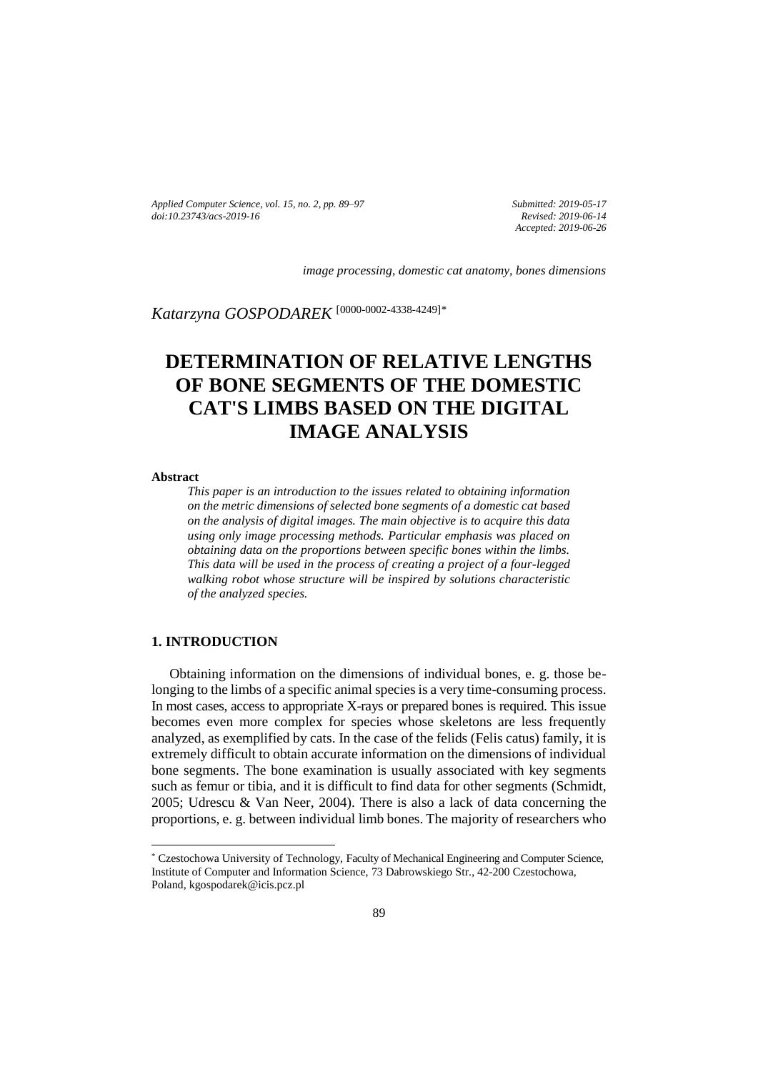*Applied Computer Science, vol. 15, no. 2, pp. 89–97*
*doi:10.23743/acs-2019-16*

*Submitted: 2019-05-17*
*Revised: 2019-06-14*
*Accepted: 2019-06-26*

*image processing, domestic cat anatomy, bones dimensions*

*Katarzyna GOSPODAREK* [0000-0002-4338-4249]*

# DETERMINATION OF RELATIVE LENGTHS OF BONE SEGMENTS OF THE DOMESTIC CAT'S LIMBS BASED ON THE DIGITAL IMAGE ANALYSIS

### Abstract

*This paper is an introduction to the issues related to obtaining information on the metric dimensions of selected bone segments of a domestic cat based on the analysis of digital images. The main objective is to acquire this data using only image processing methods. Particular emphasis was placed on obtaining data on the proportions between specific bones within the limbs. This data will be used in the process of creating a project of a four-legged walking robot whose structure will be inspired by solutions characteristic of the analyzed species.*

## 1. INTRODUCTION

Obtaining information on the dimensions of individual bones, e. g. those belonging to the limbs of a specific animal species is a very time-consuming process. In most cases, access to appropriate X-rays or prepared bones is required. This issue becomes even more complex for species whose skeletons are less frequently analyzed, as exemplified by cats. In the case of the felids (Felis catus) family, it is extremely difficult to obtain accurate information on the dimensions of individual bone segments. The bone examination is usually associated with key segments such as femur or tibia, and it is difficult to find data for other segments (Schmidt, 2005; Udrescu & Van Neer, 2004). There is also a lack of data concerning the proportions, e. g. between individual limb bones. The majority of researchers who

---

* Czestochowa University of Technology, Faculty of Mechanical Engineering and Computer Science, Institute of Computer and Information Science, 73 Dabrowskiego Str., 42-200 Czestochowa, Poland, kgospodarek@icis.pcz.pl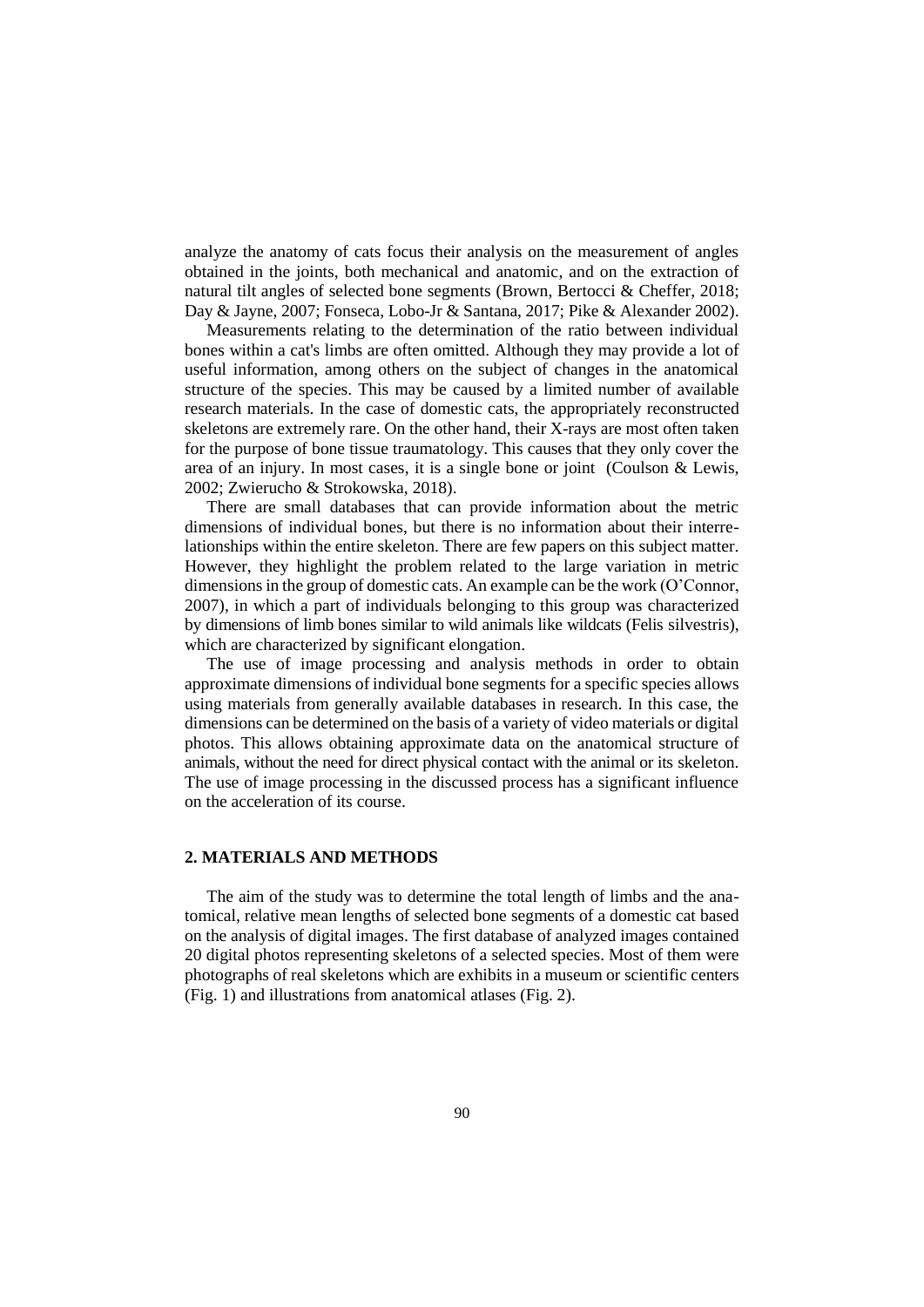analyze the anatomy of cats focus their analysis on the measurement of angles obtained in the joints, both mechanical and anatomic, and on the extraction of natural tilt angles of selected bone segments (Brown, Bertocci & Cheffer, 2018; Day & Jayne, 2007; Fonseca, Lobo-Jr & Santana, 2017; Pike & Alexander 2002).

Measurements relating to the determination of the ratio between individual bones within a cat's limbs are often omitted. Although they may provide a lot of useful information, among others on the subject of changes in the anatomical structure of the species. This may be caused by a limited number of available research materials. In the case of domestic cats, the appropriately reconstructed skeletons are extremely rare. On the other hand, their X-rays are most often taken for the purpose of bone tissue traumatology. This causes that they only cover the area of an injury. In most cases, it is a single bone or joint (Coulson & Lewis, 2002; Zwierucho & Strokowska, 2018).

There are small databases that can provide information about the metric dimensions of individual bones, but there is no information about their interrelationships within the entire skeleton. There are few papers on this subject matter. However, they highlight the problem related to the large variation in metric dimensions in the group of domestic cats. An example can be the work (O'Connor, 2007), in which a part of individuals belonging to this group was characterized by dimensions of limb bones similar to wild animals like wildcats (Felis silvestris), which are characterized by significant elongation.

The use of image processing and analysis methods in order to obtain approximate dimensions of individual bone segments for a specific species allows using materials from generally available databases in research. In this case, the dimensions can be determined on the basis of a variety of video materials or digital photos. This allows obtaining approximate data on the anatomical structure of animals, without the need for direct physical contact with the animal or its skeleton. The use of image processing in the discussed process has a significant influence on the acceleration of its course.

## 2. MATERIALS AND METHODS

The aim of the study was to determine the total length of limbs and the anatomical, relative mean lengths of selected bone segments of a domestic cat based on the analysis of digital images. The first database of analyzed images contained 20 digital photos representing skeletons of a selected species. Most of them were photographs of real skeletons which are exhibits in a museum or scientific centers (Fig. 1) and illustrations from anatomical atlases (Fig. 2).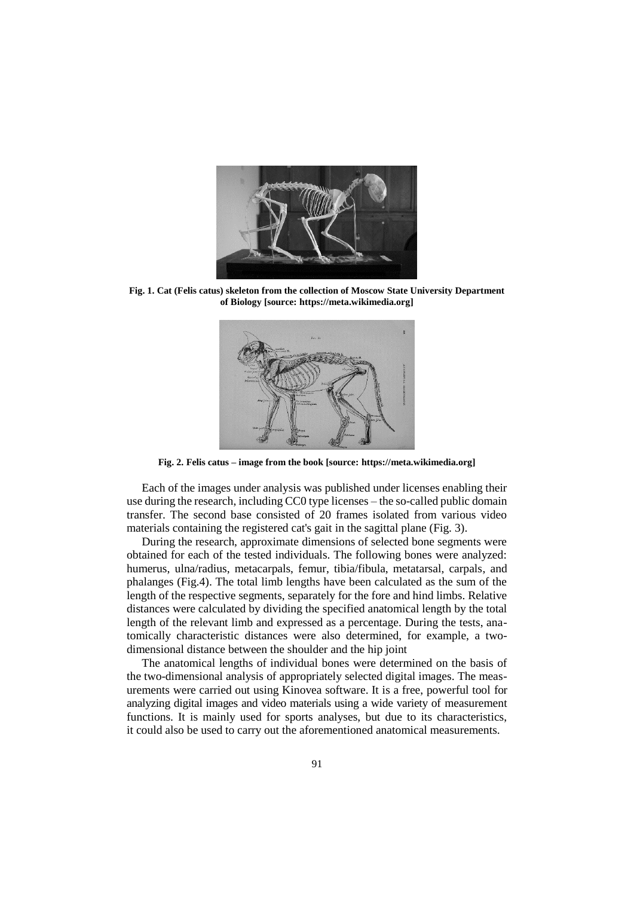**Fig. 1. Cat (Felis catus) skeleton from the collection of Moscow State University Department of Biology [source: https://meta.wikimedia.org]**

**Fig. 2. Felis catus – image from the book [source: https://meta.wikimedia.org]**

Each of the images under analysis was published under licenses enabling their use during the research, including CC0 type licenses – the so-called public domain transfer. The second base consisted of 20 frames isolated from various video materials containing the registered cat's gait in the sagittal plane (Fig. 3).

During the research, approximate dimensions of selected bone segments were obtained for each of the tested individuals. The following bones were analyzed: humerus, ulna/radius, metacarpals, femur, tibia/fibula, metatarsal, carpals, and phalanges (Fig.4). The total limb lengths have been calculated as the sum of the length of the respective segments, separately for the fore and hind limbs. Relative distances were calculated by dividing the specified anatomical length by the total length of the relevant limb and expressed as a percentage. During the tests, anatomically characteristic distances were also determined, for example, a two-dimensional distance between the shoulder and the hip joint

The anatomical lengths of individual bones were determined on the basis of the two-dimensional analysis of appropriately selected digital images. The measurements were carried out using Kinovea software. It is a free, powerful tool for analyzing digital images and video materials using a wide variety of measurement functions. It is mainly used for sports analyses, but due to its characteristics, it could also be used to carry out the aforementioned anatomical measurements.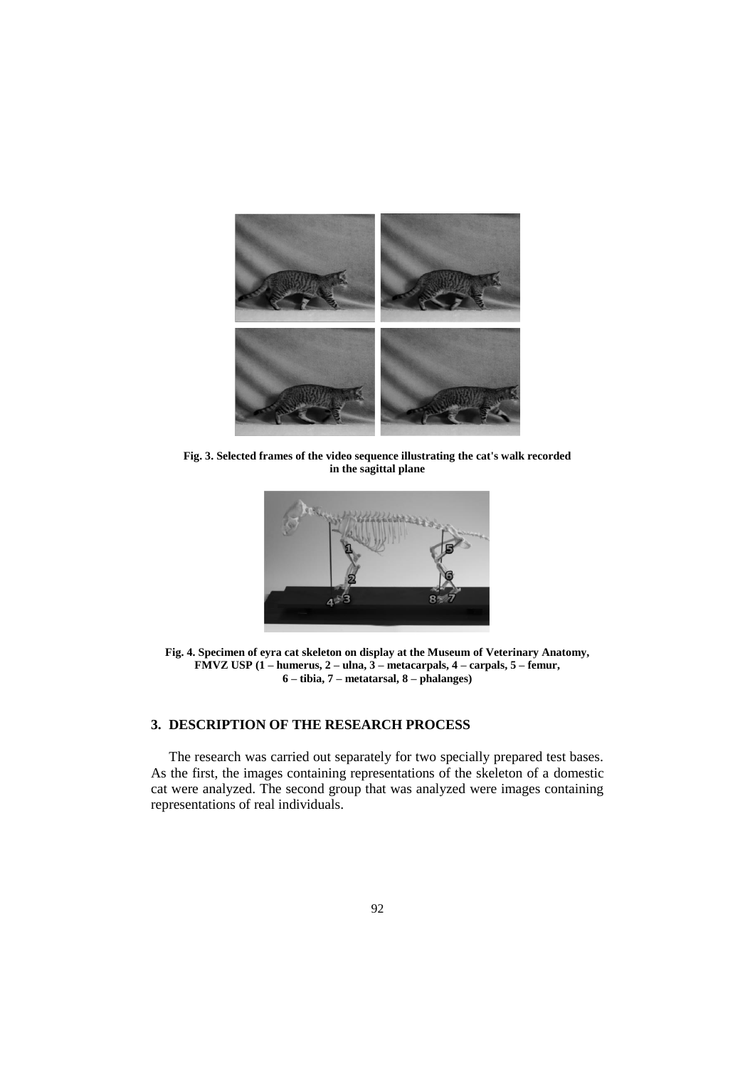**Fig. 3. Selected frames of the video sequence illustrating the cat's walk recorded in the sagittal plane**

**Fig. 4. Specimen of eyra cat skeleton on display at the Museum of Veterinary Anatomy, FMVZ USP (1 – humerus, 2 – ulna, 3 – metacarpals, 4 – carpals, 5 – femur, 6 – tibia, 7 – metatarsal, 8 – phalanges)**

## 3. DESCRIPTION OF THE RESEARCH PROCESS

The research was carried out separately for two specially prepared test bases. As the first, the images containing representations of the skeleton of a domestic cat were analyzed. The second group that was analyzed were images containing representations of real individuals.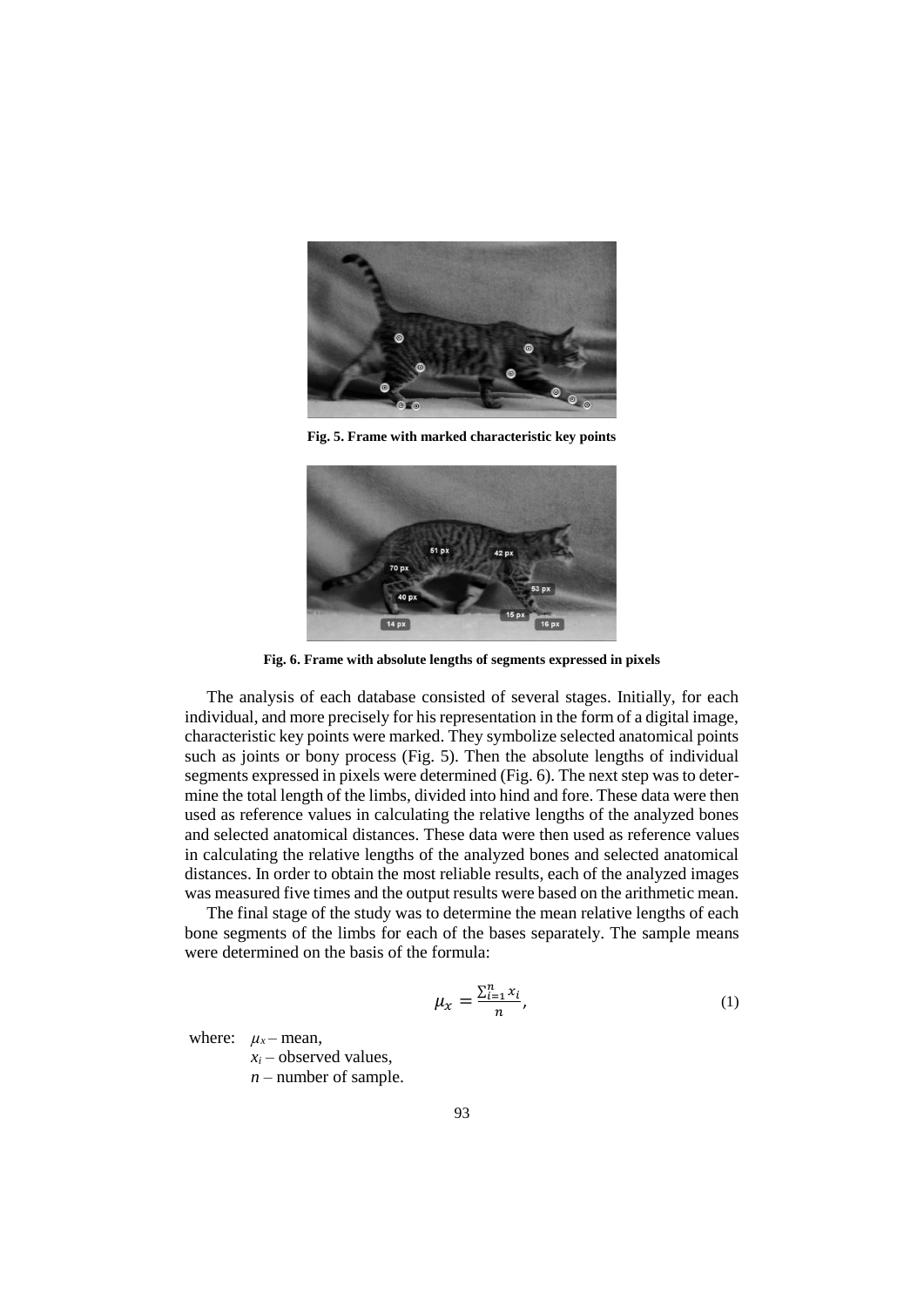Fig. 5. Frame with marked characteristic key points

Fig. 6. Frame with absolute lengths of segments expressed in pixels

The analysis of each database consisted of several stages. Initially, for each individual, and more precisely for his representation in the form of a digital image, characteristic key points were marked. They symbolize selected anatomical points such as joints or bony process (Fig. 5). Then the absolute lengths of individual segments expressed in pixels were determined (Fig. 6). The next step was to determine the total length of the limbs, divided into hind and fore. These data were then used as reference values in calculating the relative lengths of the analyzed bones and selected anatomical distances. These data were then used as reference values in calculating the relative lengths of the analyzed bones and selected anatomical distances. In order to obtain the most reliable results, each of the analyzed images was measured five times and the output results were based on the arithmetic mean.

The final stage of the study was to determine the mean relative lengths of each bone segments of the limbs for each of the bases separately. The sample means were determined on the basis of the formula:

$$\mu_x = \frac{\sum_{i=1}^{n} x_i}{n}, \tag{1}$$

where: $\mu_x$ – mean,
$x_i$ – observed values,
$n$ – number of sample.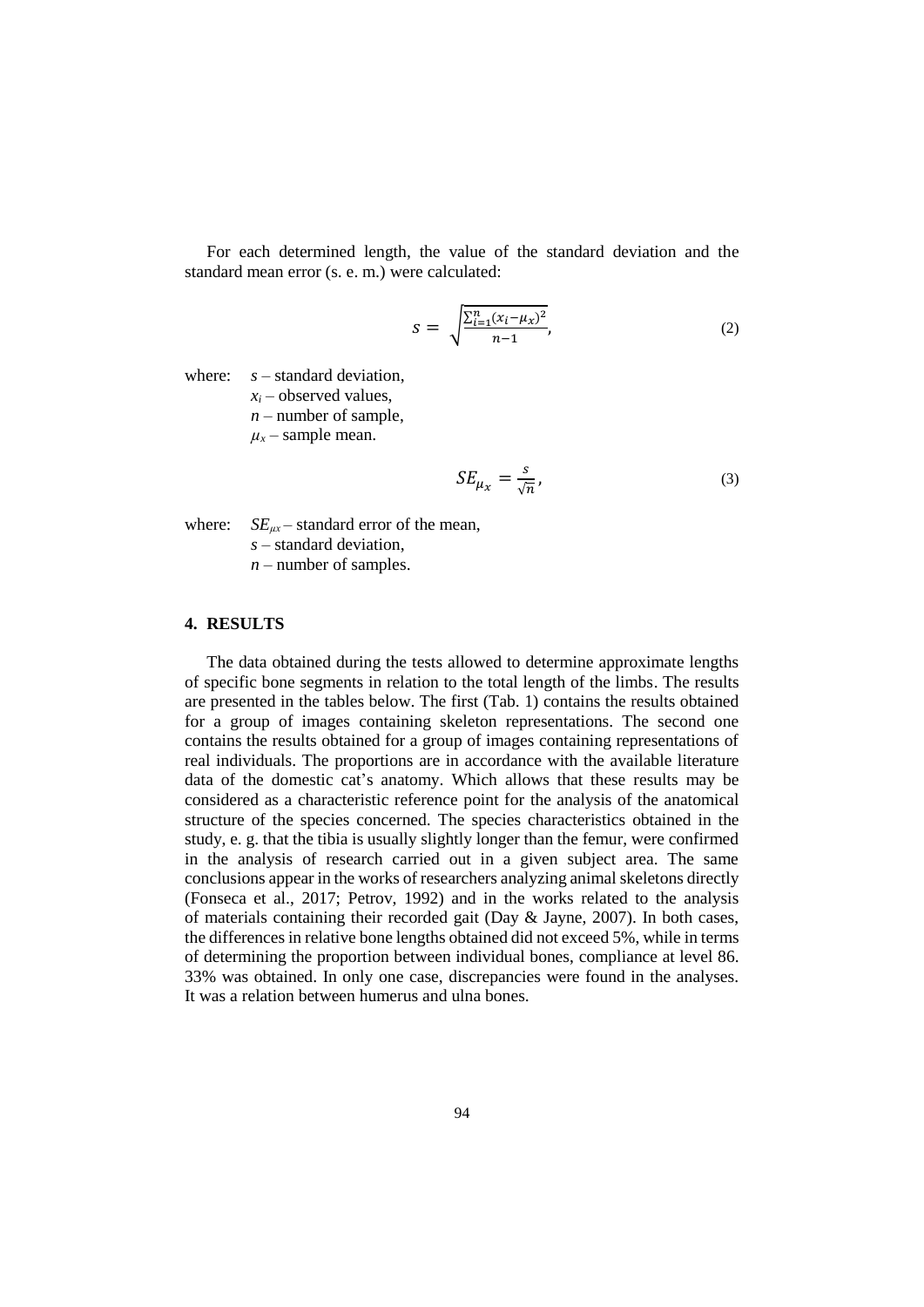For each determined length, the value of the standard deviation and the standard mean error (s. e. m.) were calculated:

$$s = \sqrt{\frac{\sum_{i=1}^{n}(x_i - \mu_x)^2}{n-1}}, \tag{2}$$

where: $s$ – standard deviation,
$x_i$ – observed values,
$n$ – number of sample,
$\mu_x$ – sample mean.

$$SE_{\mu_x} = \frac{s}{\sqrt{n}}, \tag{3}$$

where: $SE_{\mu x}$ – standard error of the mean,
$s$ – standard deviation,
$n$ – number of samples.

## 4. RESULTS

The data obtained during the tests allowed to determine approximate lengths of specific bone segments in relation to the total length of the limbs. The results are presented in the tables below. The first (Tab. 1) contains the results obtained for a group of images containing skeleton representations. The second one contains the results obtained for a group of images containing representations of real individuals. The proportions are in accordance with the available literature data of the domestic cat's anatomy. Which allows that these results may be considered as a characteristic reference point for the analysis of the anatomical structure of the species concerned. The species characteristics obtained in the study, e. g. that the tibia is usually slightly longer than the femur, were confirmed in the analysis of research carried out in a given subject area. The same conclusions appear in the works of researchers analyzing animal skeletons directly (Fonseca et al., 2017; Petrov, 1992) and in the works related to the analysis of materials containing their recorded gait (Day & Jayne, 2007). In both cases, the differences in relative bone lengths obtained did not exceed 5%, while in terms of determining the proportion between individual bones, compliance at level 86. 33% was obtained. In only one case, discrepancies were found in the analyses. It was a relation between humerus and ulna bones.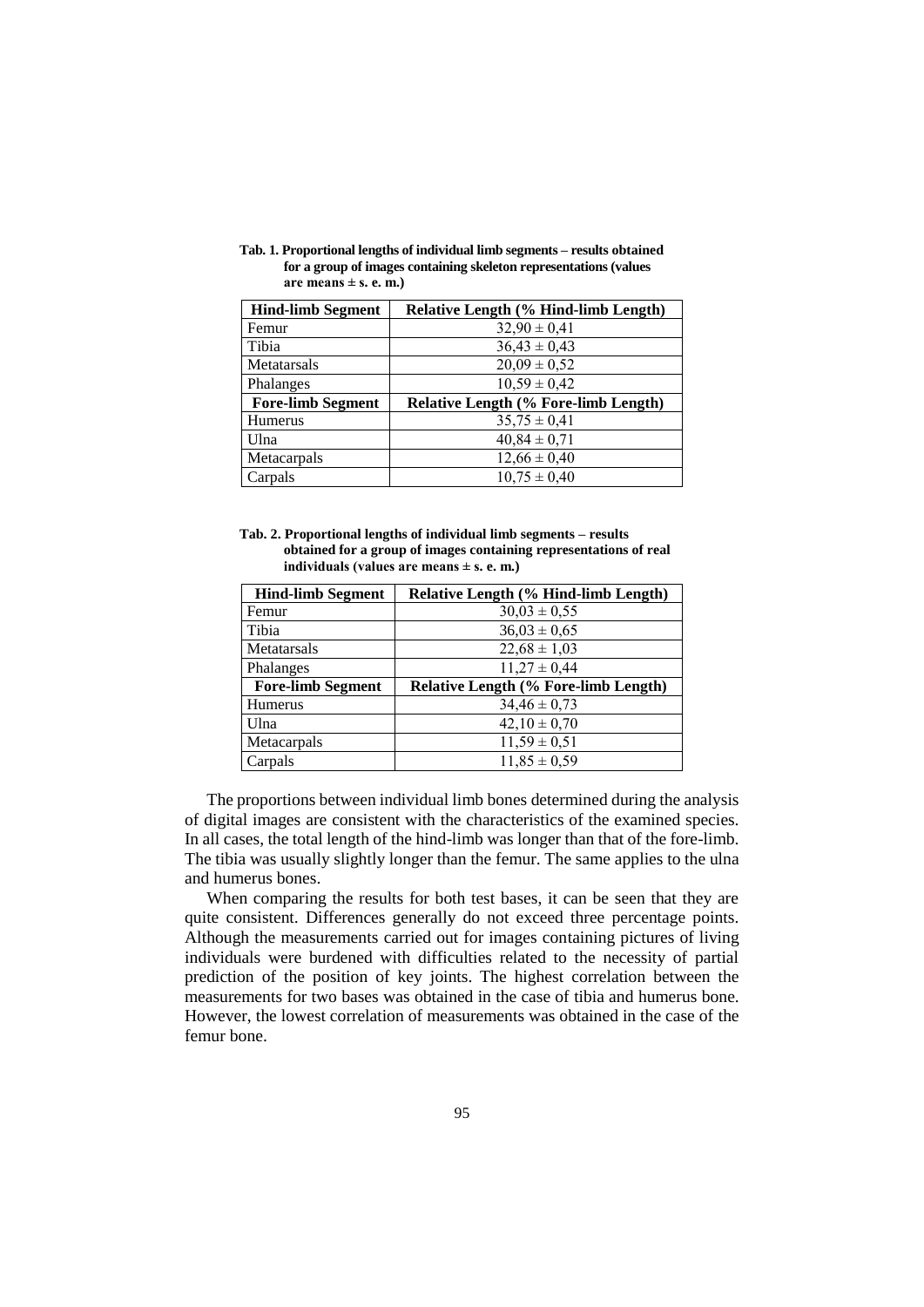**Tab. 1. Proportional lengths of individual limb segments – results obtained for a group of images containing skeleton representations (values are means ± s. e. m.)**

| Hind-limb Segment | Relative Length (% Hind-limb Length) |
|---|---|
| Femur | 32,90 ± 0,41 |
| Tibia | 36,43 ± 0,43 |
| Metatarsals | 20,09 ± 0,52 |
| Phalanges | 10,59 ± 0,42 |
| **Fore-limb Segment** | **Relative Length (% Fore-limb Length)** |
| Humerus | 35,75 ± 0,41 |
| Ulna | 40,84 ± 0,71 |
| Metacarpals | 12,66 ± 0,40 |
| Carpals | 10,75 ± 0,40 |

**Tab. 2. Proportional lengths of individual limb segments – results obtained for a group of images containing representations of real individuals (values are means ± s. e. m.)**

| Hind-limb Segment | Relative Length (% Hind-limb Length) |
|---|---|
| Femur | 30,03 ± 0,55 |
| Tibia | 36,03 ± 0,65 |
| Metatarsals | 22,68 ± 1,03 |
| Phalanges | 11,27 ± 0,44 |
| **Fore-limb Segment** | **Relative Length (% Fore-limb Length)** |
| Humerus | 34,46 ± 0,73 |
| Ulna | 42,10 ± 0,70 |
| Metacarpals | 11,59 ± 0,51 |
| Carpals | 11,85 ± 0,59 |

The proportions between individual limb bones determined during the analysis of digital images are consistent with the characteristics of the examined species. In all cases, the total length of the hind-limb was longer than that of the fore-limb. The tibia was usually slightly longer than the femur. The same applies to the ulna and humerus bones.

When comparing the results for both test bases, it can be seen that they are quite consistent. Differences generally do not exceed three percentage points. Although the measurements carried out for images containing pictures of living individuals were burdened with difficulties related to the necessity of partial prediction of the position of key joints. The highest correlation between the measurements for two bases was obtained in the case of tibia and humerus bone. However, the lowest correlation of measurements was obtained in the case of the femur bone.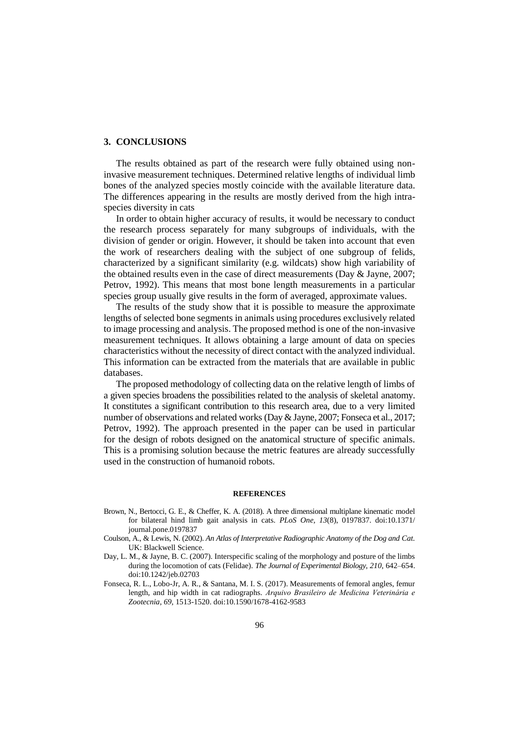## 3. CONCLUSIONS

The results obtained as part of the research were fully obtained using non-invasive measurement techniques. Determined relative lengths of individual limb bones of the analyzed species mostly coincide with the available literature data. The differences appearing in the results are mostly derived from the high intra-species diversity in cats

In order to obtain higher accuracy of results, it would be necessary to conduct the research process separately for many subgroups of individuals, with the division of gender or origin. However, it should be taken into account that even the work of researchers dealing with the subject of one subgroup of felids, characterized by a significant similarity (e.g. wildcats) show high variability of the obtained results even in the case of direct measurements (Day & Jayne, 2007; Petrov, 1992). This means that most bone length measurements in a particular species group usually give results in the form of averaged, approximate values.

The results of the study show that it is possible to measure the approximate lengths of selected bone segments in animals using procedures exclusively related to image processing and analysis. The proposed method is one of the non-invasive measurement techniques. It allows obtaining a large amount of data on species characteristics without the necessity of direct contact with the analyzed individual. This information can be extracted from the materials that are available in public databases.

The proposed methodology of collecting data on the relative length of limbs of a given species broadens the possibilities related to the analysis of skeletal anatomy. It constitutes a significant contribution to this research area, due to a very limited number of observations and related works (Day & Jayne, 2007; Fonseca et al., 2017; Petrov, 1992). The approach presented in the paper can be used in particular for the design of robots designed on the anatomical structure of specific animals. This is a promising solution because the metric features are already successfully used in the construction of humanoid robots.

### REFERENCES

Brown, N., Bertocci, G. E., & Cheffer, K. A. (2018). A three dimensional multiplane kinematic model for bilateral hind limb gait analysis in cats. *PLoS One, 13*(8), 0197837. doi:10.1371/journal.pone.0197837

Coulson, A., & Lewis, N. (2002). *An Atlas of Interpretative Radiographic Anatomy of the Dog and Cat*. UK: Blackwell Science.

Day, L. M., & Jayne, B. C. (2007). Interspecific scaling of the morphology and posture of the limbs during the locomotion of cats (Felidae). *The Journal of Experimental Biology, 210*, 642–654. doi:10.1242/jeb.02703

Fonseca, R. L., Lobo-Jr, A. R., & Santana, M. I. S. (2017). Measurements of femoral angles, femur length, and hip width in cat radiographs. *Arquivo Brasileiro de Medicina Veterinária e Zootecnia, 69*, 1513-1520. doi:10.1590/1678-4162-9583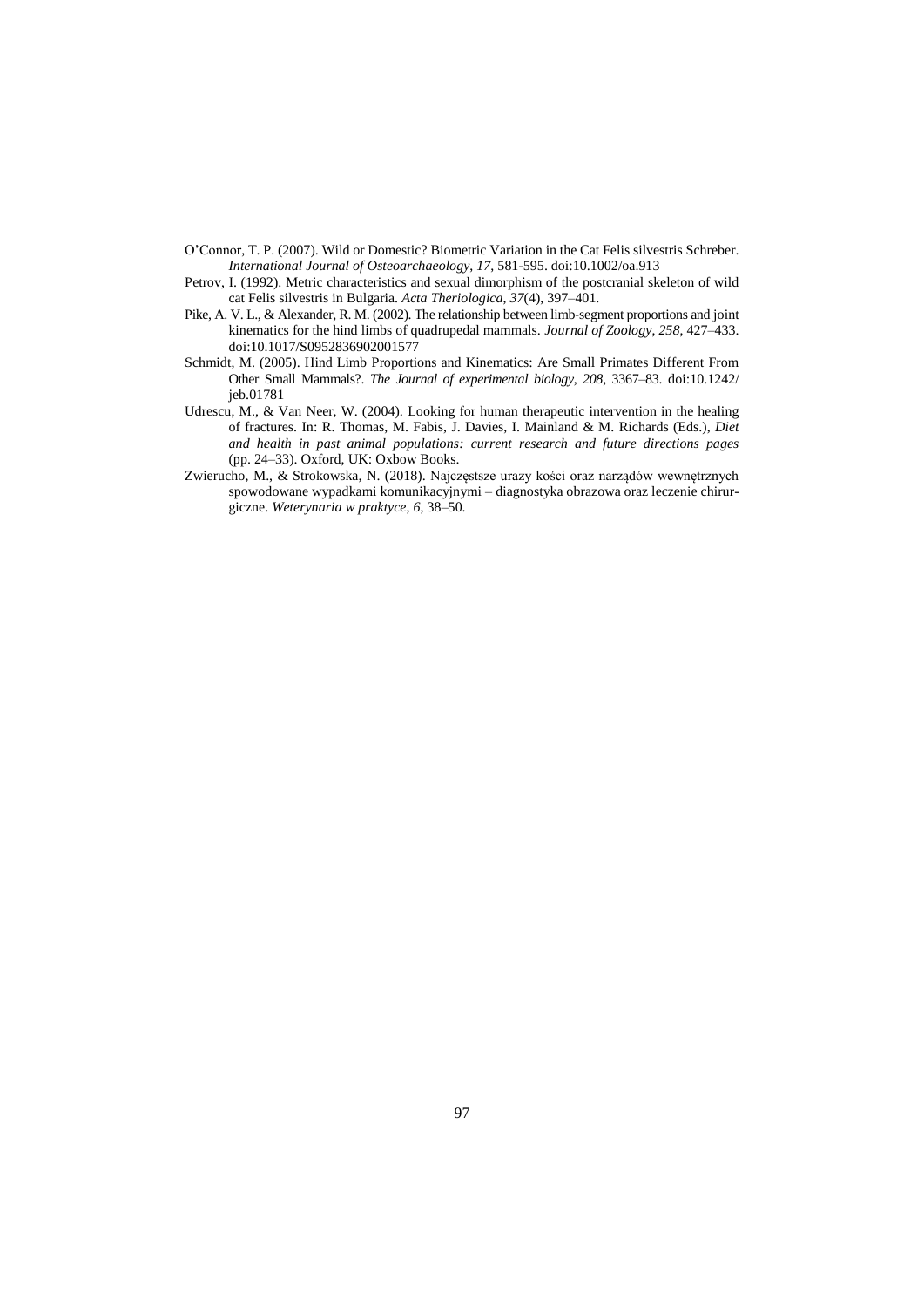O'Connor, T. P. (2007). Wild or Domestic? Biometric Variation in the Cat Felis silvestris Schreber. *International Journal of Osteoarchaeology*, *17*, 581-595. doi:10.1002/oa.913

Petrov, I. (1992). Metric characteristics and sexual dimorphism of the postcranial skeleton of wild cat Felis silvestris in Bulgaria. *Acta Theriologica*, *37*(4), 397–401.

Pike, A. V. L., & Alexander, R. M. (2002). The relationship between limb-segment proportions and joint kinematics for the hind limbs of quadrupedal mammals. *Journal of Zoology*, *258*, 427–433. doi:10.1017/S0952836902001577

Schmidt, M. (2005). Hind Limb Proportions and Kinematics: Are Small Primates Different From Other Small Mammals?. *The Journal of experimental biology*, *208*, 3367–83. doi:10.1242/jeb.01781

Udrescu, M., & Van Neer, W. (2004). Looking for human therapeutic intervention in the healing of fractures. In: R. Thomas, M. Fabis, J. Davies, I. Mainland & M. Richards (Eds.), *Diet and health in past animal populations: current research and future directions pages* (pp. 24–33). Oxford, UK: Oxbow Books.

Zwierucho, M., & Strokowska, N. (2018). Najczęstsze urazy kości oraz narządów wewnętrznych spowodowane wypadkami komunikacyjnymi – diagnostyka obrazowa oraz leczenie chirurgiczne. *Weterynaria w praktyce*, *6*, 38–50.